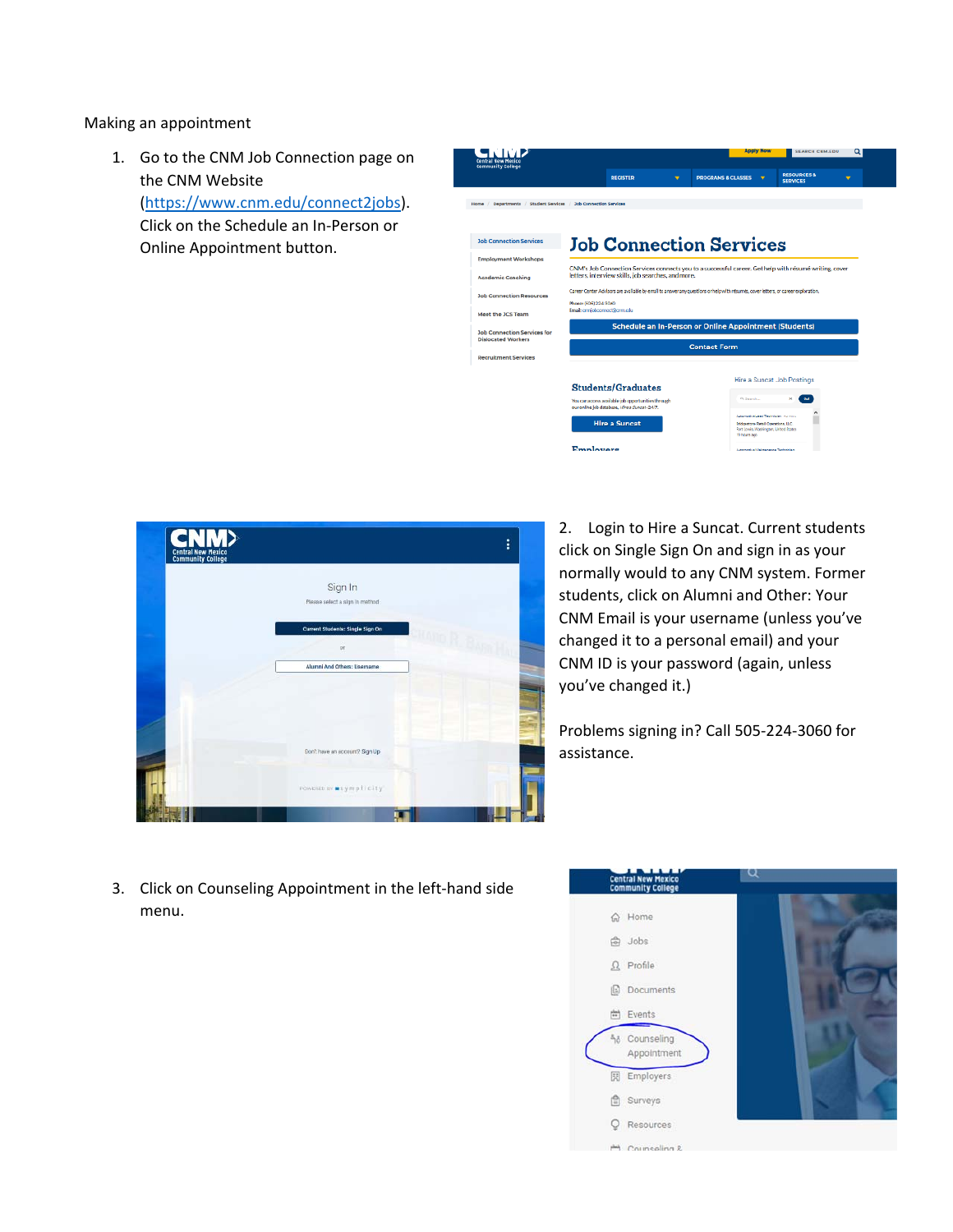Making an appointment

1. Go to the CNM Job Connection page on the CNM Website (https://www.cnm.edu/connect2jobs). Click on the Schedule an In-Person or Online Appointment button.

2. Login to Hire a Suncat. Current students click on Single Sign On and sign in as your normally would to any CNM system. Former students, click on Alumni and Other: Your CNM Email is your username (unless you've changed it to a personal email) and your CNM ID is your password (again, unless you've changed it.)

   Problems signing in? Call 505-224-3060 for assistance.

3. Click on Counseling Appointment in the left-hand side menu.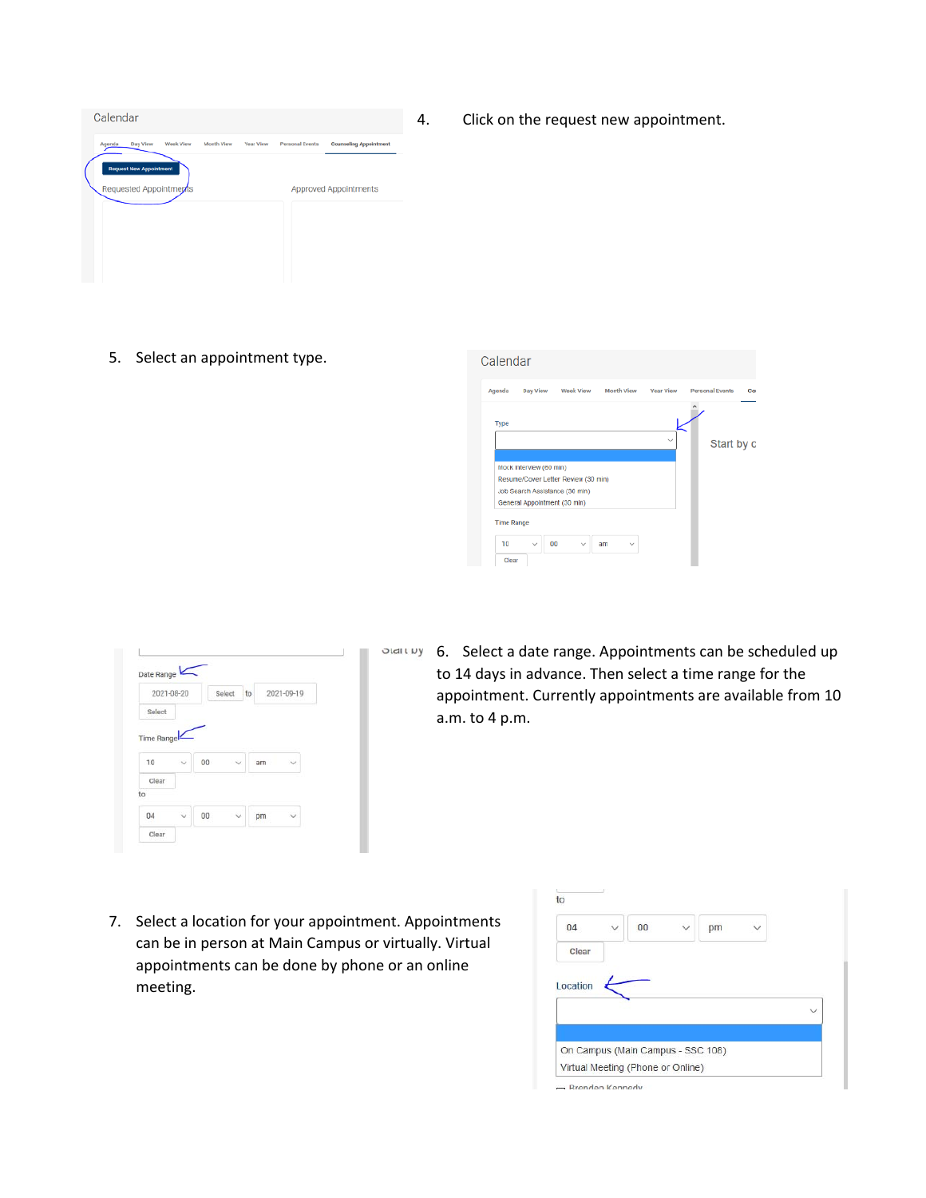4. Click on the request new appointment.

5. Select an appointment type.

6. Select a date range. Appointments can be scheduled up to 14 days in advance. Then select a time range for the appointment. Currently appointments are available from 10 a.m. to 4 p.m.

7. Select a location for your appointment. Appointments can be in person at Main Campus or virtually. Virtual appointments can be done by phone or an online meeting.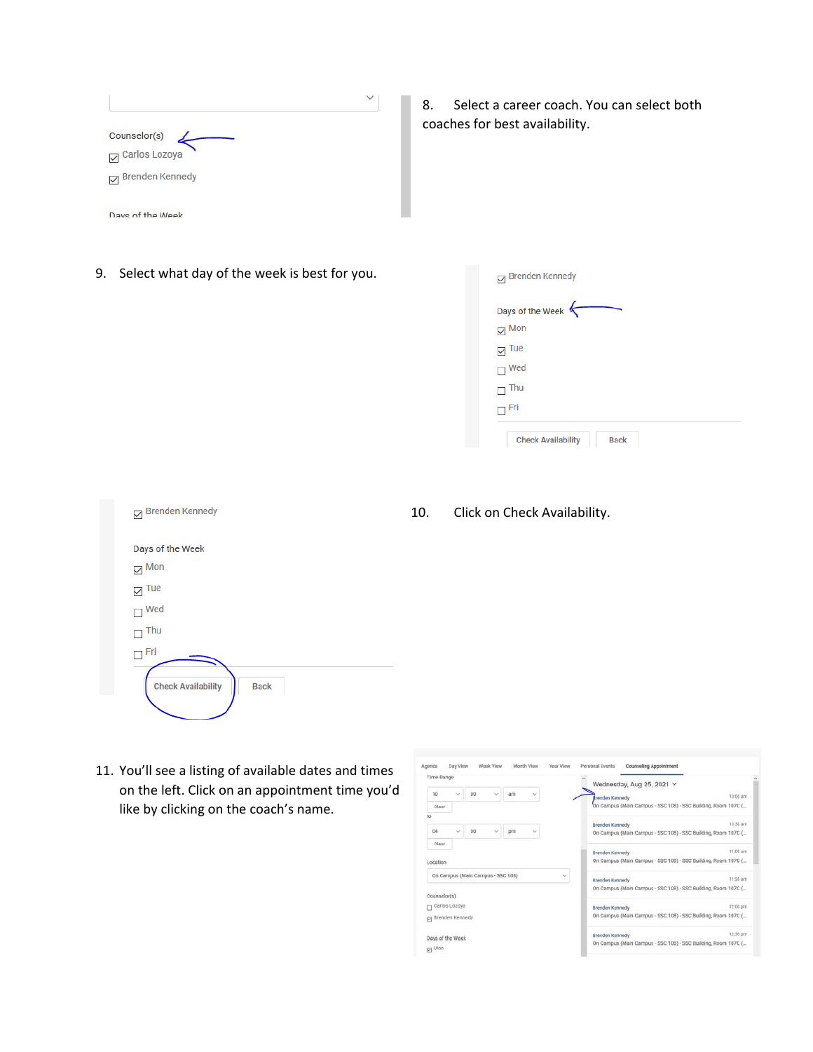8. Select a career coach. You can select both coaches for best availability.

9. Select what day of the week is best for you.

10. Click on Check Availability.

11. You'll see a listing of available dates and times on the left. Click on an appointment time you'd like by clicking on the coach's name.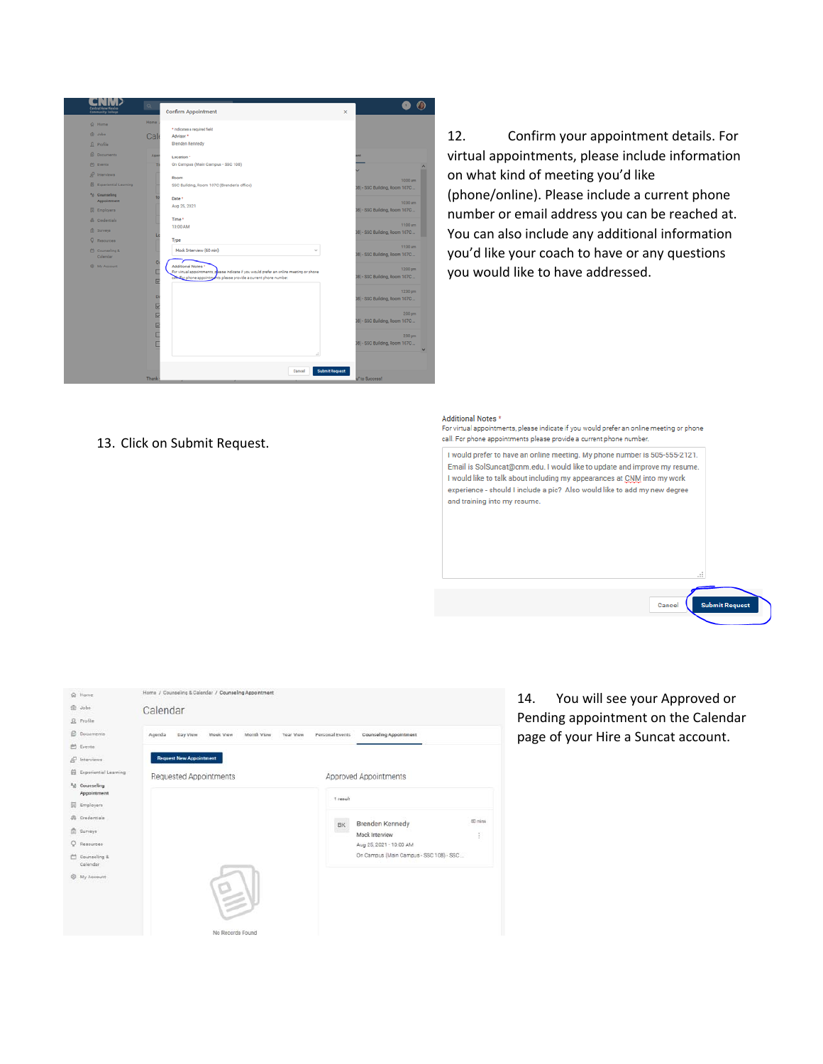12. Confirm your appointment details. For virtual appointments, please include information on what kind of meeting you'd like (phone/online). Please include a current phone number or email address you can be reached at. You can also include any additional information you'd like your coach to have or any questions you would like to have addressed.

13. Click on Submit Request.

14. You will see your Approved or Pending appointment on the Calendar page of your Hire a Suncat account.